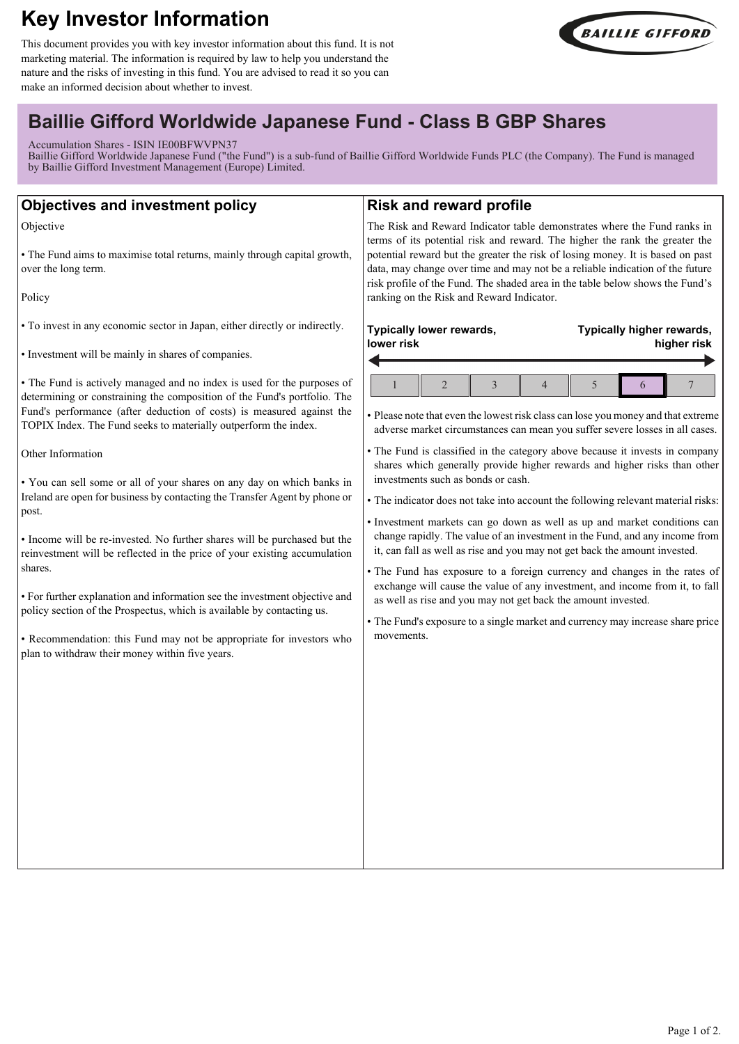# Key Investor Information

This document provides you with key investor information about this fund. It is not marketing material. The information is required by law to help you understand the nature and the risks of investing in this fund. You are advised to read it so you can make an informed decision about whether to invest.

## Baillie Gifford Worldwide Japanese Fund - Class B GBP Shares

Accumulation Shares - ISIN IE00BFWVPN37
Baillie Gifford Worldwide Japanese Fund ("the Fund") is a sub-fund of Baillie Gifford Worldwide Funds PLC (the Company). The Fund is managed by Baillie Gifford Investment Management (Europe) Limited.

## Objectives and investment policy

Objective

- The Fund aims to maximise total returns, mainly through capital growth, over the long term.

Policy

- To invest in any economic sector in Japan, either directly or indirectly.

- Investment will be mainly in shares of companies.

- The Fund is actively managed and no index is used for the purposes of determining or constraining the composition of the Fund's portfolio. The Fund's performance (after deduction of costs) is measured against the TOPIX Index. The Fund seeks to materially outperform the index.

Other Information

- You can sell some or all of your shares on any day on which banks in Ireland are open for business by contacting the Transfer Agent by phone or post.

- Income will be re-invested. No further shares will be purchased but the reinvestment will be reflected in the price of your existing accumulation shares.

- For further explanation and information see the investment objective and policy section of the Prospectus, which is available by contacting us.

- Recommendation: this Fund may not be appropriate for investors who plan to withdraw their money within five years.

## Risk and reward profile

The Risk and Reward Indicator table demonstrates where the Fund ranks in terms of its potential risk and reward. The higher the rank the greater the potential reward but the greater the risk of losing money. It is based on past data, may change over time and may not be a reliable indication of the future risk profile of the Fund. The shaded area in the table below shows the Fund's ranking on the Risk and Reward Indicator.

**Typically lower rewards, lower risk** ← → **Typically higher rewards, higher risk**

| 1 | 2 | 3 | 4 | 5 | **6** | 7 |
|---|---|---|---|---|---|---|

- Please note that even the lowest risk class can lose you money and that extreme adverse market circumstances can mean you suffer severe losses in all cases.
- The Fund is classified in the category above because it invests in company shares which generally provide higher rewards and higher risks than other investments such as bonds or cash.
- The indicator does not take into account the following relevant material risks:
- Investment markets can go down as well as up and market conditions can change rapidly. The value of an investment in the Fund, and any income from it, can fall as well as rise and you may not get back the amount invested.
- The Fund has exposure to a foreign currency and changes in the rates of exchange will cause the value of any investment, and income from it, to fall as well as rise and you may not get back the amount invested.
- The Fund's exposure to a single market and currency may increase share price movements.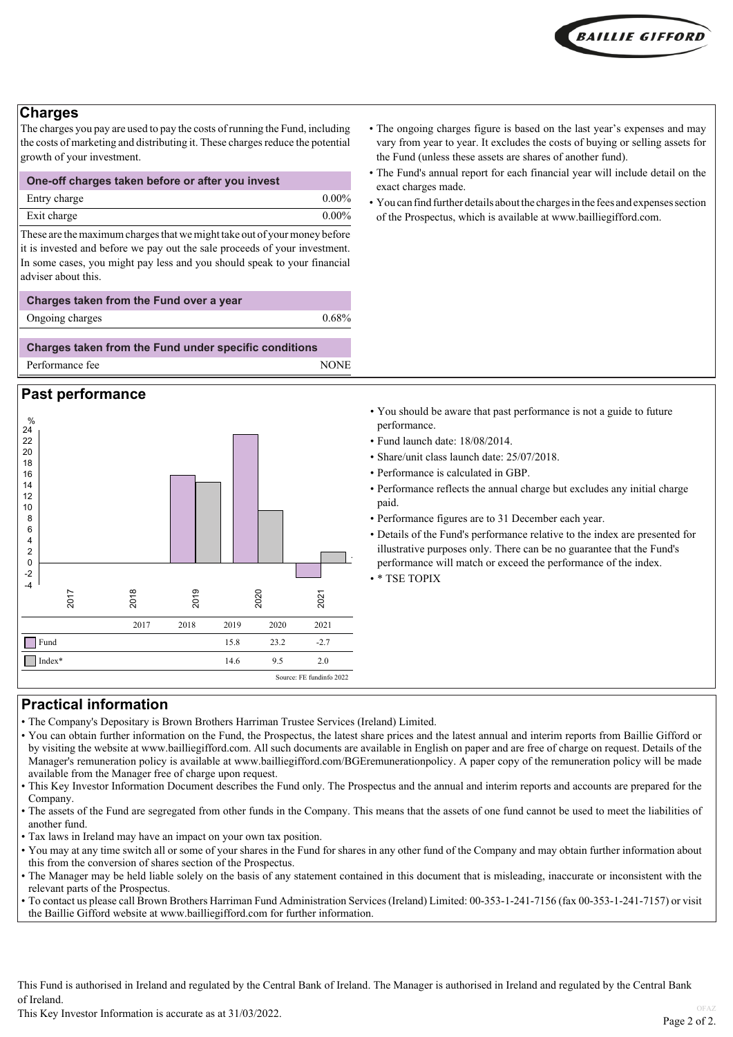## Charges

The charges you pay are used to pay the costs of running the Fund, including the costs of marketing and distributing it. These charges reduce the potential growth of your investment.

| One-off charges taken before or after you invest | |
|---|---|
| Entry charge | 0.00% |
| Exit charge | 0.00% |

These are the maximum charges that we might take out of your money before it is invested and before we pay out the sale proceeds of your investment. In some cases, you might pay less and you should speak to your financial adviser about this.

| Charges taken from the Fund over a year | |
|---|---|
| Ongoing charges | 0.68% |

| Charges taken from the Fund under specific conditions | |
|---|---|
| Performance fee | NONE |

- The ongoing charges figure is based on the last year's expenses and may vary from year to year. It excludes the costs of buying or selling assets for the Fund (unless these assets are shares of another fund).
- The Fund's annual report for each financial year will include detail on the exact charges made.
- You can find further details about the charges in the fees and expenses section of the Prospectus, which is available at www.bailliegifford.com.

## Past performance

%
24
22
20
18
16
14
12
10
8
6
4
2
0
-2
-4

2017 2018 2019 2020 2021

| | 2017 | 2018 | 2019 | 2020 | 2021 |
|---|---|---|---|---|---|
| Fund | | | 15.8 | 23.2 | -2.7 |
| Index* | | | 14.6 | 9.5 | 2.0 |

Source: FE fundinfo 2022

- You should be aware that past performance is not a guide to future performance.
- Fund launch date: 18/08/2014.
- Share/unit class launch date: 25/07/2018.
- Performance is calculated in GBP.
- Performance reflects the annual charge but excludes any initial charge paid.
- Performance figures are to 31 December each year.
- Details of the Fund's performance relative to the index are presented for illustrative purposes only. There can be no guarantee that the Fund's performance will match or exceed the performance of the index.
- * TSE TOPIX

## Practical information

- The Company's Depositary is Brown Brothers Harriman Trustee Services (Ireland) Limited.
- You can obtain further information on the Fund, the Prospectus, the latest share prices and the latest annual and interim reports from Baillie Gifford or by visiting the website at www.bailliegifford.com. All such documents are available in English on paper and are free of charge on request. Details of the Manager's remuneration policy is available at www.bailliegifford.com/BGEremunerationpolicy. A paper copy of the remuneration policy will be made available from the Manager free of charge upon request.
- This Key Investor Information Document describes the Fund only. The Prospectus and the annual and interim reports and accounts are prepared for the Company.
- The assets of the Fund are segregated from other funds in the Company. This means that the assets of one fund cannot be used to meet the liabilities of another fund.
- Tax laws in Ireland may have an impact on your own tax position.
- You may at any time switch all or some of your shares in the Fund for shares in any other fund of the Company and may obtain further information about this from the conversion of shares section of the Prospectus.
- The Manager may be held liable solely on the basis of any statement contained in this document that is misleading, inaccurate or inconsistent with the relevant parts of the Prospectus.
- To contact us please call Brown Brothers Harriman Fund Administration Services (Ireland) Limited: 00-353-1-241-7156 (fax 00-353-1-241-7157) or visit the Baillie Gifford website at www.bailliegifford.com for further information.

This Fund is authorised in Ireland and regulated by the Central Bank of Ireland. The Manager is authorised in Ireland and regulated by the Central Bank of Ireland.

This Key Investor Information is accurate as at 31/03/2022.